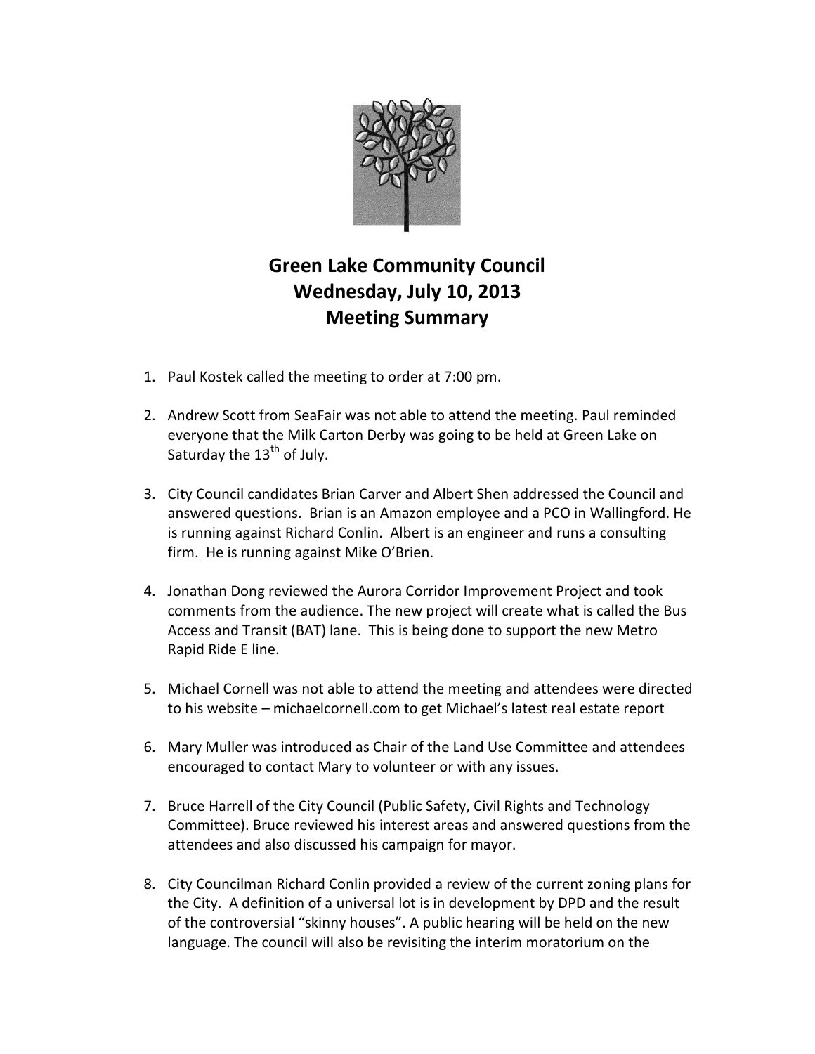# Green Lake Community Council
## Wednesday, July 10, 2013
## Meeting Summary

1. Paul Kostek called the meeting to order at 7:00 pm.

2. Andrew Scott from SeaFair was not able to attend the meeting. Paul reminded everyone that the Milk Carton Derby was going to be held at Green Lake on Saturday the 13th of July.

3. City Council candidates Brian Carver and Albert Shen addressed the Council and answered questions. Brian is an Amazon employee and a PCO in Wallingford. He is running against Richard Conlin. Albert is an engineer and runs a consulting firm. He is running against Mike O'Brien.

4. Jonathan Dong reviewed the Aurora Corridor Improvement Project and took comments from the audience. The new project will create what is called the Bus Access and Transit (BAT) lane. This is being done to support the new Metro Rapid Ride E line.

5. Michael Cornell was not able to attend the meeting and attendees were directed to his website – michaelcornell.com to get Michael's latest real estate report

6. Mary Muller was introduced as Chair of the Land Use Committee and attendees encouraged to contact Mary to volunteer or with any issues.

7. Bruce Harrell of the City Council (Public Safety, Civil Rights and Technology Committee). Bruce reviewed his interest areas and answered questions from the attendees and also discussed his campaign for mayor.

8. City Councilman Richard Conlin provided a review of the current zoning plans for the City. A definition of a universal lot is in development by DPD and the result of the controversial "skinny houses". A public hearing will be held on the new language. The council will also be revisiting the interim moratorium on the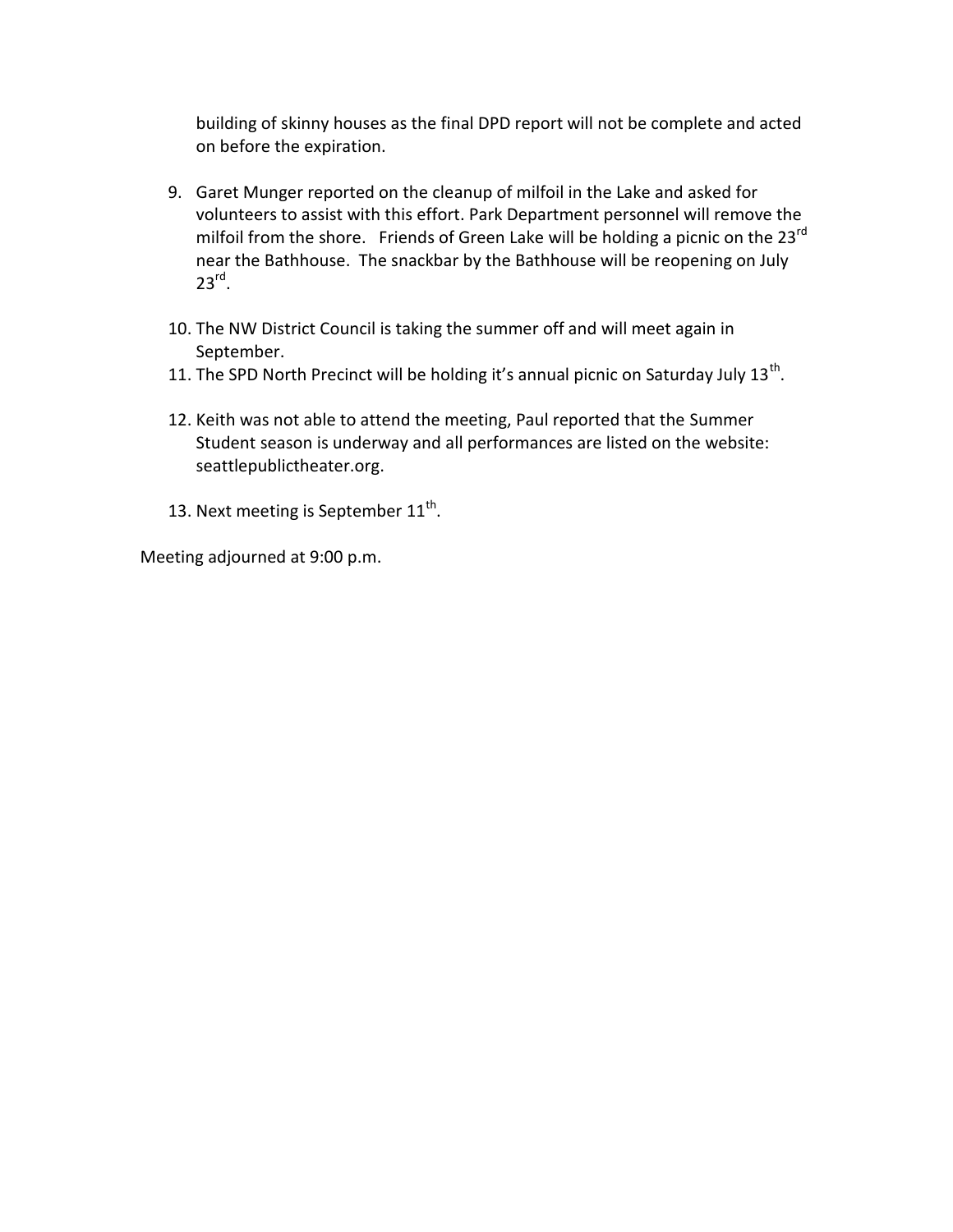building of skinny houses as the final DPD report will not be complete and acted on before the expiration.

9. Garet Munger reported on the cleanup of milfoil in the Lake and asked for volunteers to assist with this effort. Park Department personnel will remove the milfoil from the shore. Friends of Green Lake will be holding a picnic on the 23rd near the Bathhouse. The snackbar by the Bathhouse will be reopening on July 23rd.

10. The NW District Council is taking the summer off and will meet again in September.
11. The SPD North Precinct will be holding it's annual picnic on Saturday July 13th.

12. Keith was not able to attend the meeting, Paul reported that the Summer Student season is underway and all performances are listed on the website: seattlepublictheater.org.

13. Next meeting is September 11th.

Meeting adjourned at 9:00 p.m.